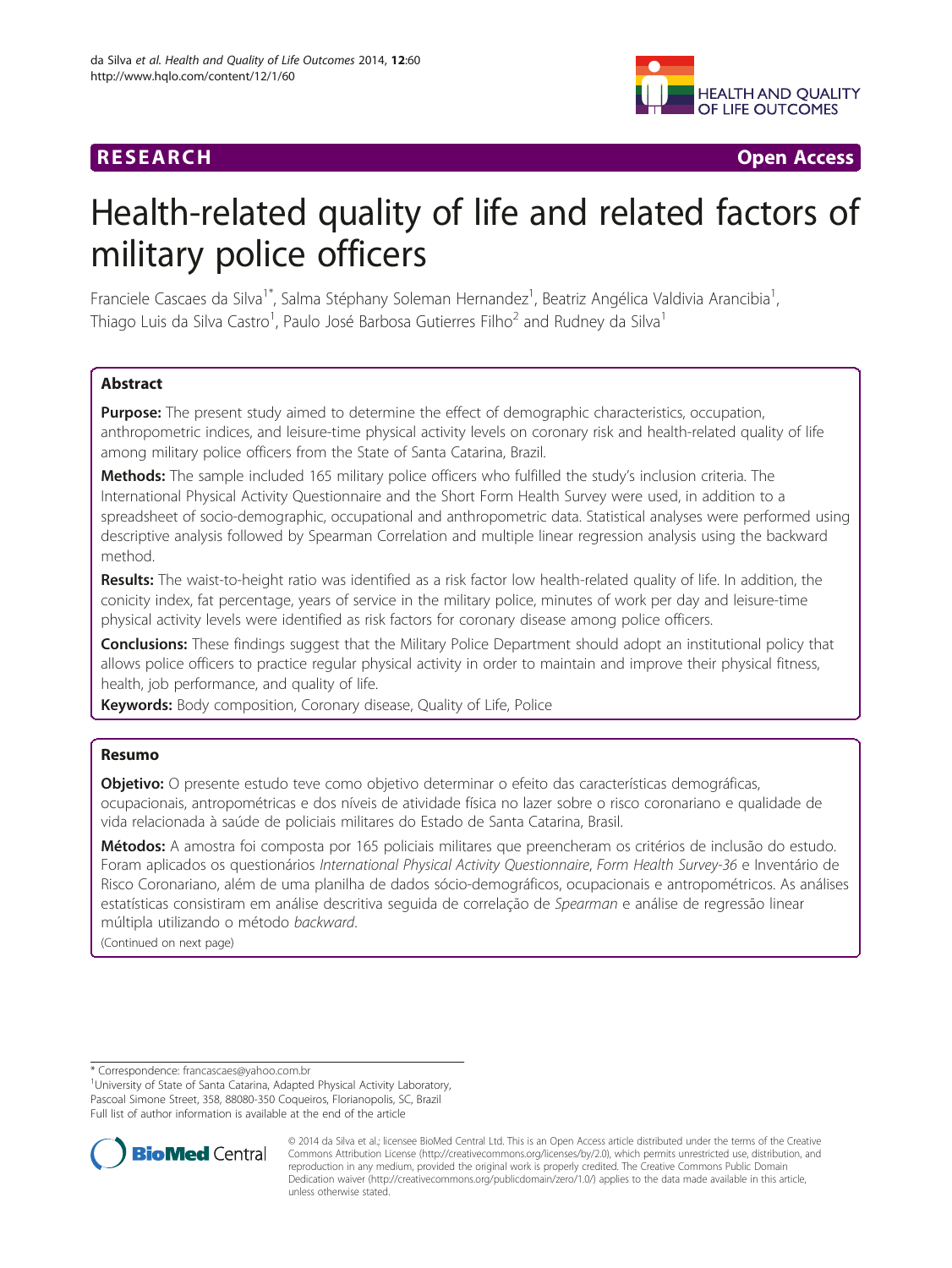RESEARCH Open Access

# Health-related quality of life and related factors of military police officers

Franciele Cascaes da Silva[1*], Salma Stéphany Soleman Hernandez[1], Beatriz Angélica Valdivia Arancibia[1], Thiago Luis da Silva Castro[1], Paulo José Barbosa Gutierres Filho[2] and Rudney da Silva[1]

## Abstract

**Purpose:** The present study aimed to determine the effect of demographic characteristics, occupation, anthropometric indices, and leisure-time physical activity levels on coronary risk and health-related quality of life among military police officers from the State of Santa Catarina, Brazil.

**Methods:** The sample included 165 military police officers who fulfilled the study's inclusion criteria. The International Physical Activity Questionnaire and the Short Form Health Survey were used, in addition to a spreadsheet of socio-demographic, occupational and anthropometric data. Statistical analyses were performed using descriptive analysis followed by Spearman Correlation and multiple linear regression analysis using the backward method.

**Results:** The waist-to-height ratio was identified as a risk factor low health-related quality of life. In addition, the conicity index, fat percentage, years of service in the military police, minutes of work per day and leisure-time physical activity levels were identified as risk factors for coronary disease among police officers.

**Conclusions:** These findings suggest that the Military Police Department should adopt an institutional policy that allows police officers to practice regular physical activity in order to maintain and improve their physical fitness, health, job performance, and quality of life.

**Keywords:** Body composition, Coronary disease, Quality of Life, Police

## Resumo

**Objetivo:** O presente estudo teve como objetivo determinar o efeito das características demográficas, ocupacionais, antropométricas e dos níveis de atividade física no lazer sobre o risco coronariano e qualidade de vida relacionada à saúde de policiais militares do Estado de Santa Catarina, Brasil.

**Métodos:** A amostra foi composta por 165 policiais militares que preencheram os critérios de inclusão do estudo. Foram aplicados os questionários *International Physical Activity Questionnaire*, *Form Health Survey-36* e Inventário de Risco Coronariano, além de uma planilha de dados sócio-demográficos, ocupacionais e antropométricos. As análises estatísticas consistiram em análise descritiva seguida de correlação de *Spearman* e análise de regressão linear múltipla utilizando o método *backward*.

(Continued on next page)

\* Correspondence: francascaes@yahoo.com.br
[1]University of State of Santa Catarina, Adapted Physical Activity Laboratory, Pascoal Simone Street, 358, 88080-350 Coqueiros, Florianopolis, SC, Brazil
Full list of author information is available at the end of the article

© 2014 da Silva et al.; licensee BioMed Central Ltd. This is an Open Access article distributed under the terms of the Creative Commons Attribution License (http://creativecommons.org/licenses/by/2.0), which permits unrestricted use, distribution, and reproduction in any medium, provided the original work is properly credited. The Creative Commons Public Domain Dedication waiver (http://creativecommons.org/publicdomain/zero/1.0/) applies to the data made available in this article, unless otherwise stated.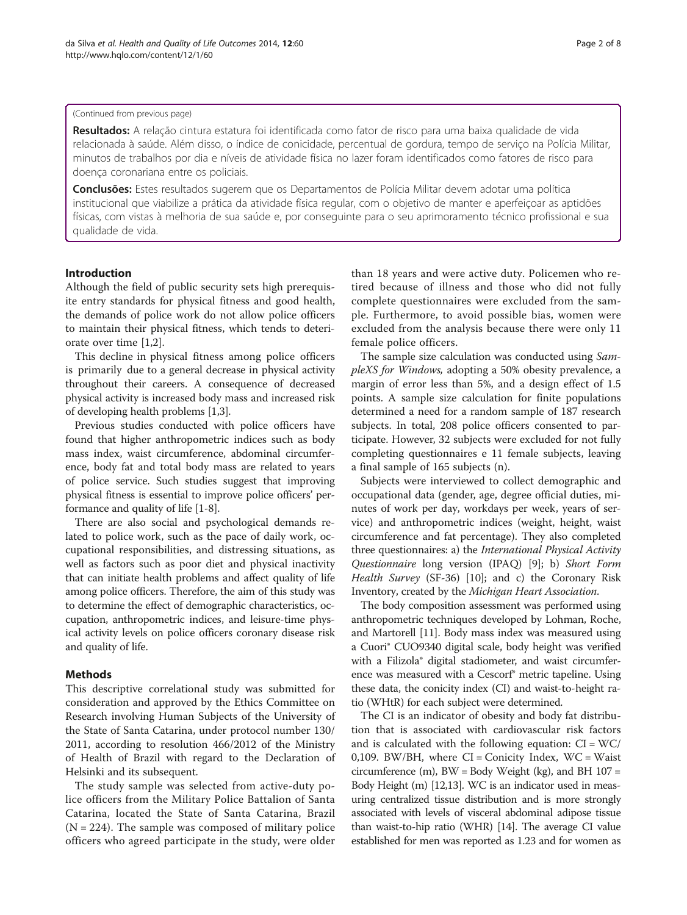(Continued from previous page)

**Resultados:** A relação cintura estatura foi identificada como fator de risco para uma baixa qualidade de vida relacionada à saúde. Além disso, o índice de conicidade, percentual de gordura, tempo de serviço na Polícia Militar, minutos de trabalhos por dia e níveis de atividade física no lazer foram identificados como fatores de risco para doença coronariana entre os policiais.

**Conclusões:** Estes resultados sugerem que os Departamentos de Polícia Militar devem adotar uma política institucional que viabilize a prática da atividade física regular, com o objetivo de manter e aperfeiçoar as aptidões físicas, com vistas à melhoria de sua saúde e, por conseguinte para o seu aprimoramento técnico profissional e sua qualidade de vida.

## Introduction

Although the field of public security sets high prerequisite entry standards for physical fitness and good health, the demands of police work do not allow police officers to maintain their physical fitness, which tends to deteriorate over time [1,2].

This decline in physical fitness among police officers is primarily due to a general decrease in physical activity throughout their careers. A consequence of decreased physical activity is increased body mass and increased risk of developing health problems [1,3].

Previous studies conducted with police officers have found that higher anthropometric indices such as body mass index, waist circumference, abdominal circumference, body fat and total body mass are related to years of police service. Such studies suggest that improving physical fitness is essential to improve police officers' performance and quality of life [1-8].

There are also social and psychological demands related to police work, such as the pace of daily work, occupational responsibilities, and distressing situations, as well as factors such as poor diet and physical inactivity that can initiate health problems and affect quality of life among police officers. Therefore, the aim of this study was to determine the effect of demographic characteristics, occupation, anthropometric indices, and leisure-time physical activity levels on police officers coronary disease risk and quality of life.

## Methods

This descriptive correlational study was submitted for consideration and approved by the Ethics Committee on Research involving Human Subjects of the University of the State of Santa Catarina, under protocol number 130/2011, according to resolution 466/2012 of the Ministry of Health of Brazil with regard to the Declaration of Helsinki and its subsequent.

The study sample was selected from active-duty police officers from the Military Police Battalion of Santa Catarina, located the State of Santa Catarina, Brazil (N = 224). The sample was composed of military police officers who agreed participate in the study, were older than 18 years and were active duty. Policemen who retired because of illness and those who did not fully complete questionnaires were excluded from the sample. Furthermore, to avoid possible bias, women were excluded from the analysis because there were only 11 female police officers.

The sample size calculation was conducted using *SampleXS for Windows*, adopting a 50% obesity prevalence, a margin of error less than 5%, and a design effect of 1.5 points. A sample size calculation for finite populations determined a need for a random sample of 187 research subjects. In total, 208 police officers consented to participate. However, 32 subjects were excluded for not fully completing questionnaires e 11 female subjects, leaving a final sample of 165 subjects (n).

Subjects were interviewed to collect demographic and occupational data (gender, age, degree official duties, minutes of work per day, workdays per week, years of service) and anthropometric indices (weight, height, waist circumference and fat percentage). They also completed three questionnaires: a) the *International Physical Activity Questionnaire* long version (IPAQ) [9]; b) *Short Form Health Survey* (SF-36) [10]; and c) the Coronary Risk Inventory, created by the *Michigan Heart Association*.

The body composition assessment was performed using anthropometric techniques developed by Lohman, Roche, and Martorell [11]. Body mass index was measured using a Cuori® CUO9340 digital scale, body height was verified with a Filizola® digital stadiometer, and waist circumference was measured with a Cescorf® metric tapeline. Using these data, the conicity index (CI) and waist-to-height ratio (WHtR) for each subject were determined.

The CI is an indicator of obesity and body fat distribution that is associated with cardiovascular risk factors and is calculated with the following equation: CI = WC/ 0,109. BW/BH, where CI = Conicity Index, WC = Waist circumference (m), BW = Body Weight (kg), and BH 107 = Body Height (m) [12,13]. WC is an indicator used in measuring centralized tissue distribution and is more strongly associated with levels of visceral abdominal adipose tissue than waist-to-hip ratio (WHR) [14]. The average CI value established for men was reported as 1.23 and for women as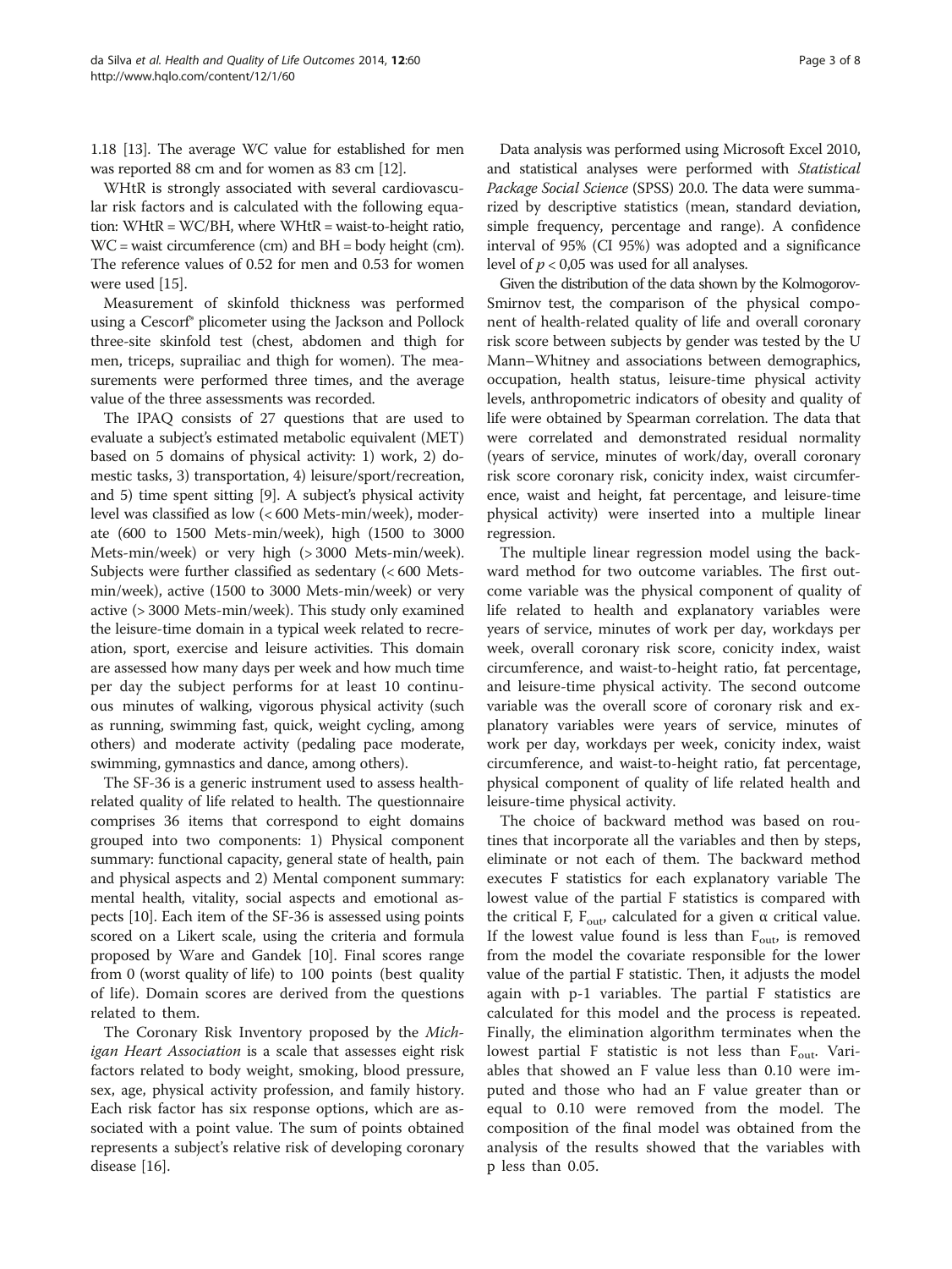1.18 [13]. The average WC value for established for men was reported 88 cm and for women as 83 cm [12].

WHtR is strongly associated with several cardiovascular risk factors and is calculated with the following equation: WHtR = WC/BH, where WHtR = waist-to-height ratio, WC = waist circumference (cm) and BH = body height (cm). The reference values of 0.52 for men and 0.53 for women were used [15].

Measurement of skinfold thickness was performed using a Cescorf® plicometer using the Jackson and Pollock three-site skinfold test (chest, abdomen and thigh for men, triceps, suprailiac and thigh for women). The measurements were performed three times, and the average value of the three assessments was recorded.

The IPAQ consists of 27 questions that are used to evaluate a subject's estimated metabolic equivalent (MET) based on 5 domains of physical activity: 1) work, 2) domestic tasks, 3) transportation, 4) leisure/sport/recreation, and 5) time spent sitting [9]. A subject's physical activity level was classified as low (< 600 Mets-min/week), moderate (600 to 1500 Mets-min/week), high (1500 to 3000 Mets-min/week) or very high (> 3000 Mets-min/week). Subjects were further classified as sedentary (< 600 Mets-min/week), active (1500 to 3000 Mets-min/week) or very active (> 3000 Mets-min/week). This study only examined the leisure-time domain in a typical week related to recreation, sport, exercise and leisure activities. This domain are assessed how many days per week and how much time per day the subject performs for at least 10 continuous minutes of walking, vigorous physical activity (such as running, swimming fast, quick, weight cycling, among others) and moderate activity (pedaling pace moderate, swimming, gymnastics and dance, among others).

The SF-36 is a generic instrument used to assess health-related quality of life related to health. The questionnaire comprises 36 items that correspond to eight domains grouped into two components: 1) Physical component summary: functional capacity, general state of health, pain and physical aspects and 2) Mental component summary: mental health, vitality, social aspects and emotional aspects [10]. Each item of the SF-36 is assessed using points scored on a Likert scale, using the criteria and formula proposed by Ware and Gandek [10]. Final scores range from 0 (worst quality of life) to 100 points (best quality of life). Domain scores are derived from the questions related to them.

The Coronary Risk Inventory proposed by the *Michigan Heart Association* is a scale that assesses eight risk factors related to body weight, smoking, blood pressure, sex, age, physical activity profession, and family history. Each risk factor has six response options, which are associated with a point value. The sum of points obtained represents a subject's relative risk of developing coronary disease [16].

Data analysis was performed using Microsoft Excel 2010, and statistical analyses were performed with *Statistical Package Social Science* (SPSS) 20.0. The data were summarized by descriptive statistics (mean, standard deviation, simple frequency, percentage and range). A confidence interval of 95% (CI 95%) was adopted and a significance level of $p < 0{,}05$ was used for all analyses.

Given the distribution of the data shown by the Kolmogorov-Smirnov test, the comparison of the physical component of health-related quality of life and overall coronary risk score between subjects by gender was tested by the U Mann–Whitney and associations between demographics, occupation, health status, leisure-time physical activity levels, anthropometric indicators of obesity and quality of life were obtained by Spearman correlation. The data that were correlated and demonstrated residual normality (years of service, minutes of work/day, overall coronary risk score coronary risk, conicity index, waist circumference, waist and height, fat percentage, and leisure-time physical activity) were inserted into a multiple linear regression.

The multiple linear regression model using the backward method for two outcome variables. The first outcome variable was the physical component of quality of life related to health and explanatory variables were years of service, minutes of work per day, workdays per week, overall coronary risk score, conicity index, waist circumference, and waist-to-height ratio, fat percentage, and leisure-time physical activity. The second outcome variable was the overall score of coronary risk and explanatory variables were years of service, minutes of work per day, workdays per week, conicity index, waist circumference, and waist-to-height ratio, fat percentage, physical component of quality of life related health and leisure-time physical activity.

The choice of backward method was based on routines that incorporate all the variables and then by steps, eliminate or not each of them. The backward method executes F statistics for each explanatory variable The lowest value of the partial F statistics is compared with the critical F, $F_{out}$, calculated for a given α critical value. If the lowest value found is less than $F_{out}$, is removed from the model the covariate responsible for the lower value of the partial F statistic. Then, it adjusts the model again with p-1 variables. The partial F statistics are calculated for this model and the process is repeated. Finally, the elimination algorithm terminates when the lowest partial F statistic is not less than $F_{out}$. Variables that showed an F value less than 0.10 were imputed and those who had an F value greater than or equal to 0.10 were removed from the model. The composition of the final model was obtained from the analysis of the results showed that the variables with p less than 0.05.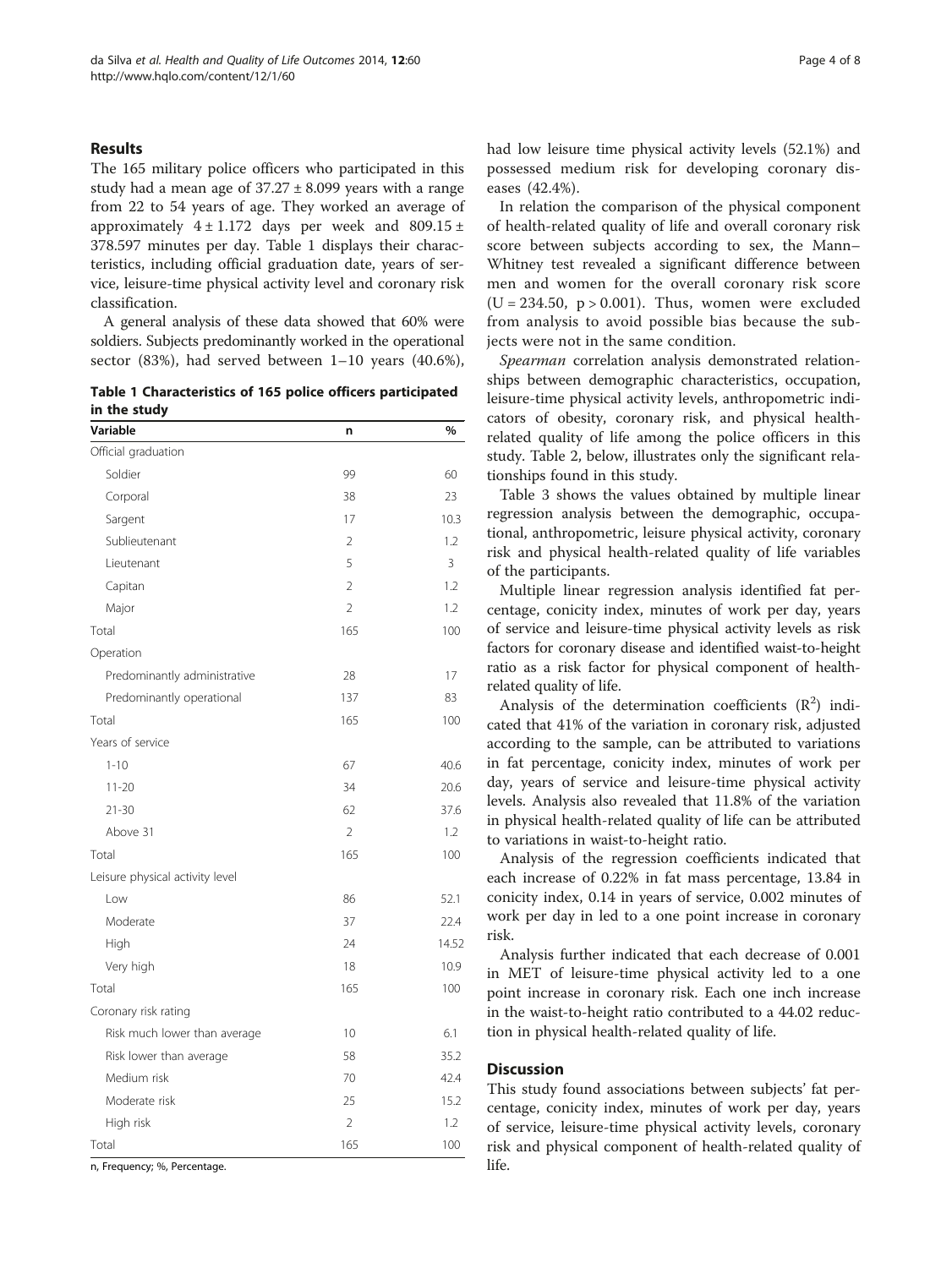## Results

The 165 military police officers who participated in this study had a mean age of 37.27 ± 8.099 years with a range from 22 to 54 years of age. They worked an average of approximately 4 ± 1.172 days per week and 809.15 ± 378.597 minutes per day. Table 1 displays their characteristics, including official graduation date, years of service, leisure-time physical activity level and coronary risk classification.

A general analysis of these data showed that 60% were soldiers. Subjects predominantly worked in the operational sector (83%), had served between 1–10 years (40.6%), had low leisure time physical analysis activity levels (52.1%) and possessed medium risk for developing coronary diseases (42.4%).

**Table 1 Characteristics of 165 police officers participated in the study**

| Variable | n | % |
|---|---|---|
| Official graduation | | |
| Soldier | 99 | 60 |
| Corporal | 38 | 23 |
| Sargent | 17 | 10.3 |
| Sublieutenant | 2 | 1.2 |
| Lieutenant | 5 | 3 |
| Capitan | 2 | 1.2 |
| Major | 2 | 1.2 |
| Total | 165 | 100 |
| Operation | | |
| Predominantly administrative | 28 | 17 |
| Predominantly operational | 137 | 83 |
| Total | 165 | 100 |
| Years of service | | |
| 1-10 | 67 | 40.6 |
| 11-20 | 34 | 20.6 |
| 21-30 | 62 | 37.6 |
| Above 31 | 2 | 1.2 |
| Total | 165 | 100 |
| Leisure physical activity level | | |
| Low | 86 | 52.1 |
| Moderate | 37 | 22.4 |
| High | 24 | 14.52 |
| Very high | 18 | 10.9 |
| Total | 165 | 100 |
| Coronary risk rating | | |
| Risk much lower than average | 10 | 6.1 |
| Risk lower than average | 58 | 35.2 |
| Medium risk | 70 | 42.4 |
| Moderate risk | 25 | 15.2 |
| High risk | 2 | 1.2 |
| Total | 165 | 100 |

n, Frequency; %, Percentage.

In relation the comparison of the physical component of health-related quality of life and overall coronary risk score between subjects according to sex, the Mann–Whitney test revealed a significant difference between men and women for the overall coronary risk score ($U = 234.50$, $p > 0.001$). Thus, women were excluded from analysis to avoid possible bias because the subjects were not in the same condition.

*Spearman* correlation analysis demonstrated relationships between demographic characteristics, occupation, leisure-time physical activity levels, anthropometric indicators of obesity, coronary risk, and physical health-related quality of life among the police officers in this study. Table 2, below, illustrates only the significant relationships found in this study.

Table 3 shows the values obtained by multiple linear regression analysis between the demographic, occupational, anthropometric, leisure physical activity, coronary risk and physical health-related quality of life variables of the participants.

Multiple linear regression analysis identified fat percentage, conicity index, minutes of work per day, years of service and leisure-time physical activity levels as risk factors for coronary disease and identified waist-to-height ratio as a risk factor for physical component of health-related quality of life.

Analysis of the determination coefficients ($R^2$) indicated that 41% of the variation in coronary risk, adjusted according to the sample, can be attributed to variations in fat percentage, conicity index, minutes of work per day, years of service and leisure-time physical activity levels. Analysis also revealed that 11.8% of the variation in physical health-related quality of life can be attributed to variations in waist-to-height ratio.

Analysis of the regression coefficients indicated that each increase of 0.22% in fat mass percentage, 13.84 in conicity index, 0.14 in years of service, 0.002 minutes of work per day in led to a one point increase in coronary risk.

Analysis further indicated that each decrease of 0.001 in MET of leisure-time physical activity led to a one point increase in coronary risk. Each one inch increase in the waist-to-height ratio contributed to a 44.02 reduction in physical health-related quality of life.

## Discussion

This study found associations between subjects' fat percentage, conicity index, minutes of work per day, years of service, leisure-time physical activity levels, coronary risk and physical component of health-related quality of life.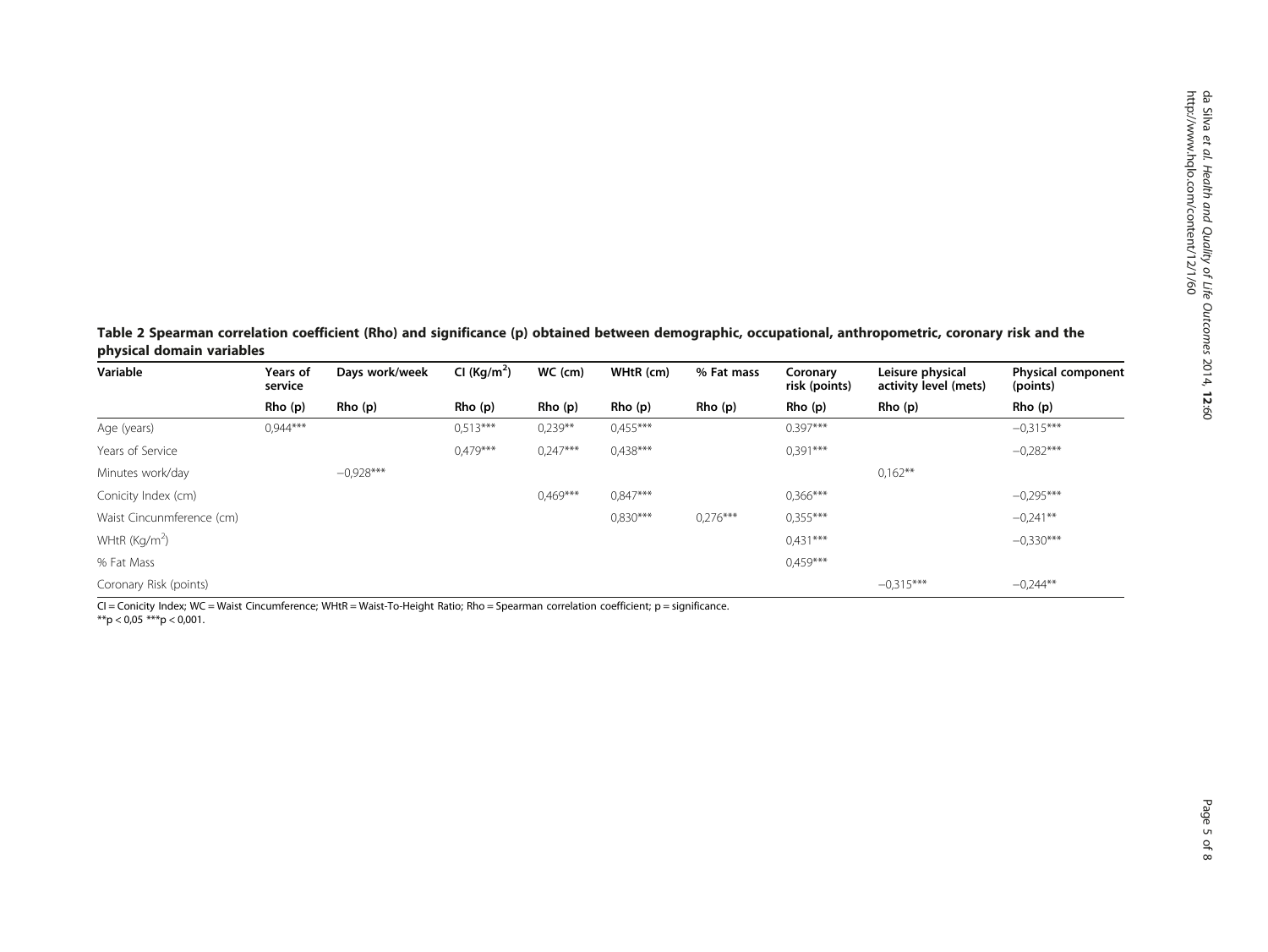**Table 2 Spearman correlation coefficient (Rho) and significance (p) obtained between demographic, occupational, anthropometric, coronary risk and the physical domain variables**

| Variable | Years of service | Days work/week | CI (Kg/m$^2$) | WC (cm) | WHtR (cm) | % Fat mass | Coronary risk (points) | Leisure physical activity level (mets) | Physical component (points) |
|---|---|---|---|---|---|---|---|---|---|
| | Rho (p) | Rho (p) | Rho (p) | Rho (p) | Rho (p) | Rho (p) | Rho (p) | Rho (p) | Rho (p) |
| Age (years) | 0,944*** | | 0,513*** | 0,239** | 0,455*** | | 0.397*** | | −0,315*** |
| Years of Service | | | 0,479*** | 0,247*** | 0,438*** | | 0,391*** | | −0,282*** |
| Minutes work/day | | −0,928*** | | | | | | 0,162** | |
| Conicity Index (cm) | | | | 0,469*** | 0,847*** | | 0,366*** | | −0,295*** |
| Waist Cincunmference (cm) | | | | | 0,830*** | 0,276*** | 0,355*** | | −0,241** |
| WHtR (Kg/m$^2$) | | | | | | | 0,431*** | | −0,330*** |
| % Fat Mass | | | | | | | 0,459*** | | |
| Coronary Risk (points) | | | | | | | | −0,315*** | −0,244** |

CI = Conicity Index; WC = Waist Cincumference; WHtR = Waist-To-Height Ratio; Rho = Spearman correlation coefficient; p = significance.
**p < 0,05 ***p < 0,001.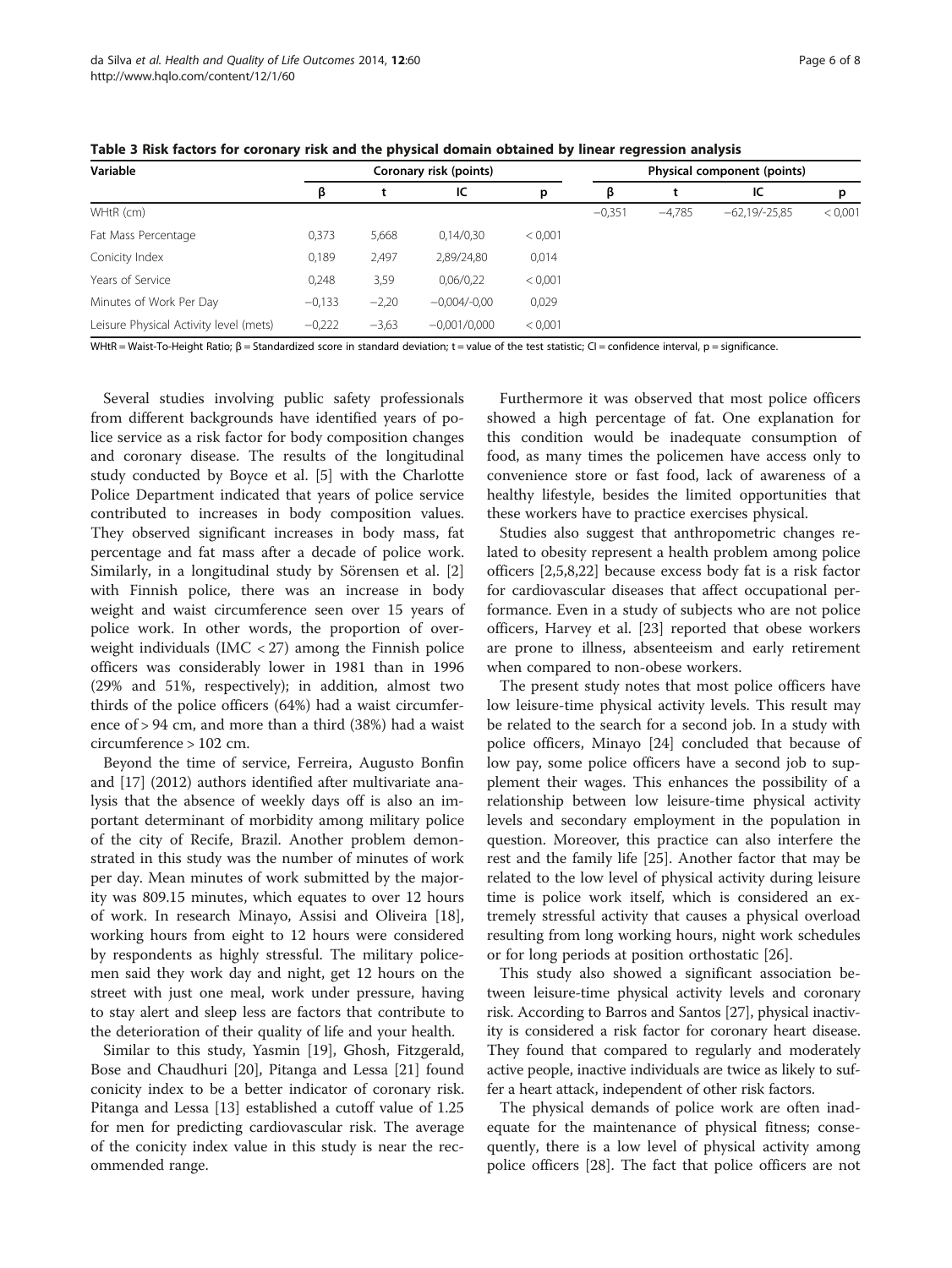**Table 3 Risk factors for coronary risk and the physical domain obtained by linear regression analysis**

| Variable | Coronary risk (points) | | | | Physical component (points) | | | |
|---|---|---|---|---|---|---|---|---|
| | β | t | IC | p | β | t | IC | p |
| WHtR (cm) | | | | | −0,351 | −4,785 | −62,19/-25,85 | < 0,001 |
| Fat Mass Percentage | 0,373 | 5,668 | 0,14/0,30 | < 0,001 | | | | |
| Conicity Index | 0,189 | 2,497 | 2,89/24,80 | 0,014 | | | | |
| Years of Service | 0,248 | 3,59 | 0,06/0,22 | < 0,001 | | | | |
| Minutes of Work Per Day | −0,133 | −2,20 | −0,004/-0,00 | 0,029 | | | | |
| Leisure Physical Activity level (mets) | −0,222 | −3,63 | −0,001/0,000 | < 0,001 | | | | |

WHtR = Waist-To-Height Ratio; β = Standardized score in standard deviation; t = value of the test statistic; CI = confidence interval, p = significance.

Several studies involving public safety professionals from different backgrounds have identified years of police service as a risk factor for body composition changes and coronary disease. The results of the longitudinal study conducted by Boyce et al. [5] with the Charlotte Police Department indicated that years of police service contributed to increases in body composition values. They observed significant increases in body mass, fat percentage and fat mass after a decade of police work. Similarly, in a longitudinal study by Sörensen et al. [2] with Finnish police, there was an increase in body weight and waist circumference seen over 15 years of police work. In other words, the proportion of overweight individuals (IMC < 27) among the Finnish police officers was considerably lower in 1981 than in 1996 (29% and 51%, respectively); in addition, almost two thirds of the police officers (64%) had a waist circumference of > 94 cm, and more than a third (38%) had a waist circumference > 102 cm.

Beyond the time of service, Ferreira, Augusto Bonfin and [17] (2012) authors identified after multivariate analysis that the absence of weekly days off is also an important determinant of morbidity among military police of the city of Recife, Brazil. Another problem demonstrated in this study was the number of minutes of work per day. Mean minutes of work submitted by the majority was 809.15 minutes, which equates to over 12 hours of work. In research Minayo, Assisi and Oliveira [18], working hours from eight to 12 hours were considered by respondents as highly stressful. The military policemen said they work day and night, get 12 hours on the street with just one meal, work under pressure, having to stay alert and sleep less are factors that contribute to the deterioration of their quality of life and your health.

Similar to this study, Yasmin [19], Ghosh, Fitzgerald, Bose and Chaudhuri [20], Pitanga and Lessa [21] found conicity index to be a better indicator of coronary risk. Pitanga and Lessa [13] established a cutoff value of 1.25 for men for predicting cardiovascular risk. The average of the conicity index value in this study is near the recommended range.

Furthermore it was observed that most police officers showed a high percentage of fat. One explanation for this condition would be inadequate consumption of food, as many times the policemen have access only to convenience store or fast food, lack of awareness of a healthy lifestyle, besides the limited opportunities that these workers have to practice exercises physical.

Studies also suggest that anthropometric changes related to obesity represent a health problem among police officers [2,5,8,22] because excess body fat is a risk factor for cardiovascular diseases that affect occupational performance. Even in a study of subjects who are not police officers, Harvey et al. [23] reported that obese workers are prone to illness, absenteeism and early retirement when compared to non-obese workers.

The present study notes that most police officers have low leisure-time physical activity levels. This result may be related to the search for a second job. In a study with police officers, Minayo [24] concluded that because of low pay, some police officers have a second job to supplement their wages. This enhances the possibility of a relationship between low leisure-time physical activity levels and secondary employment in the population in question. Moreover, this practice can also interfere the rest and the family life [25]. Another factor that may be related to the low level of physical activity during leisure time is police work itself, which is considered an extremely stressful activity that causes a physical overload resulting from long working hours, night work schedules or for long periods at position orthostatic [26].

This study also showed a significant association between leisure-time physical activity levels and coronary risk. According to Barros and Santos [27], physical inactivity is considered a risk factor for coronary heart disease. They found that compared to regularly and moderately active people, inactive individuals are twice as likely to suffer a heart attack, independent of other risk factors.

The physical demands of police work are often inadequate for the maintenance of physical fitness; consequently, there is a low level of physical activity among police officers [28]. The fact that police officers are not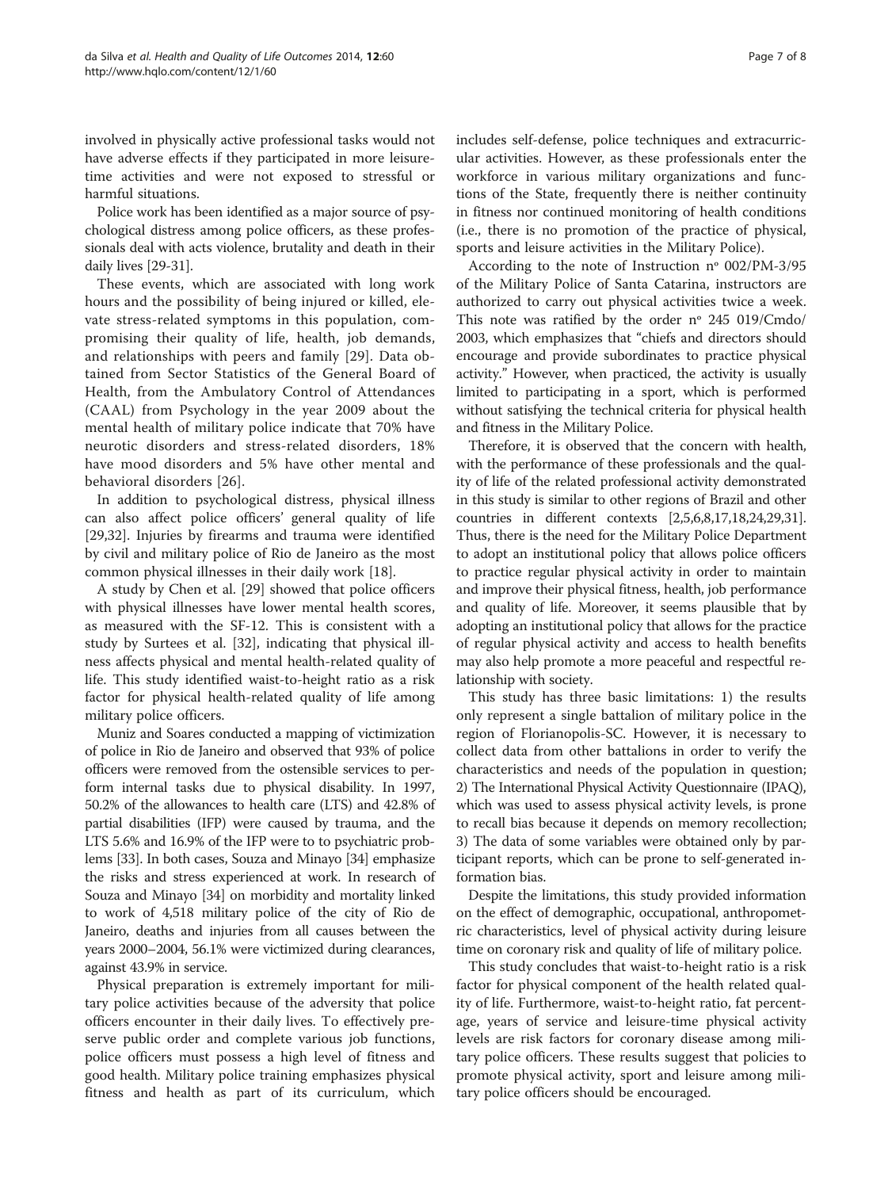involved in physically active professional tasks would not have adverse effects if they participated in more leisure-time activities and were not exposed to stressful or harmful situations.

Police work has been identified as a major source of psychological distress among police officers, as these professionals deal with acts violence, brutality and death in their daily lives [29-31].

These events, which are associated with long work hours and the possibility of being injured or killed, elevate stress-related symptoms in this population, compromising their quality of life, health, job demands, and relationships with peers and family [29]. Data obtained from Sector Statistics of the General Board of Health, from the Ambulatory Control of Attendances (CAAL) from Psychology in the year 2009 about the mental health of military police indicate that 70% have neurotic disorders and stress-related disorders, 18% have mood disorders and 5% have other mental and behavioral disorders [26].

In addition to psychological distress, physical illness can also affect police officers' general quality of life [29,32]. Injuries by firearms and trauma were identified by civil and military police of Rio de Janeiro as the most common physical illnesses in their daily work [18].

A study by Chen et al. [29] showed that police officers with physical illnesses have lower mental health scores, as measured with the SF-12. This is consistent with a study by Surtees et al. [32], indicating that physical illness affects physical and mental health-related quality of life. This study identified waist-to-height ratio as a risk factor for physical health-related quality of life among military police officers.

Muniz and Soares conducted a mapping of victimization of police in Rio de Janeiro and observed that 93% of police officers were removed from the ostensible services to perform internal tasks due to physical disability. In 1997, 50.2% of the allowances to health care (LTS) and 42.8% of partial disabilities (IFP) were caused by trauma, and the LTS 5.6% and 16.9% of the IFP were to to psychiatric problems [33]. In both cases, Souza and Minayo [34] emphasize the risks and stress experienced at work. In research of Souza and Minayo [34] on morbidity and mortality linked to work of 4,518 military police of the city of Rio de Janeiro, deaths and injuries from all causes between the years 2000–2004, 56.1% were victimized during clearances, against 43.9% in service.

Physical preparation is extremely important for military police activities because of the adversity that police officers encounter in their daily lives. To effectively preserve public order and complete various job functions, police officers must possess a high level of fitness and good health. Military police training emphasizes physical fitness and health as part of its curriculum, which includes self-defense, police techniques and extracurricular activities. However, as these professionals enter the workforce in various military organizations and functions of the State, frequently there is neither continuity in fitness nor continued monitoring of health conditions (i.e., there is no promotion of the practice of physical, sports and leisure activities in the Military Police).

According to the note of Instruction nº 002/PM-3/95 of the Military Police of Santa Catarina, instructors are authorized to carry out physical activities twice a week. This note was ratified by the order nº 245 019/Cmdo/2003, which emphasizes that "chiefs and directors should encourage and provide subordinates to practice physical activity." However, when practiced, the activity is usually limited to participating in a sport, which is performed without satisfying the technical criteria for physical health and fitness in the Military Police.

Therefore, it is observed that the concern with health, with the performance of these professionals and the quality of life of the related professional activity demonstrated in this study is similar to other regions of Brazil and other countries in different contexts [2,5,6,8,17,18,24,29,31]. Thus, there is the need for the Military Police Department to adopt an institutional policy that allows police officers to practice regular physical activity in order to maintain and improve their physical fitness, health, job performance and quality of life. Moreover, it seems plausible that by adopting an institutional policy that allows for the practice of regular physical activity and access to health benefits may also help promote a more peaceful and respectful relationship with society.

This study has three basic limitations: 1) the results only represent a single battalion of military police in the region of Florianopolis-SC. However, it is necessary to collect data from other battalions in order to verify the characteristics and needs of the population in question; 2) The International Physical Activity Questionnaire (IPAQ), which was used to assess physical activity levels, is prone to recall bias because it depends on memory recollection; 3) The data of some variables were obtained only by participant reports, which can be prone to self-generated information bias.

Despite the limitations, this study provided information on the effect of demographic, occupational, anthropometric characteristics, level of physical activity during leisure time on coronary risk and quality of life of military police.

This study concludes that waist-to-height ratio is a risk factor for physical component of the health related quality of life. Furthermore, waist-to-height ratio, fat percentage, years of service and leisure-time physical activity levels are risk factors for coronary disease among military police officers. These results suggest that policies to promote physical activity, sport and leisure among military police officers should be encouraged.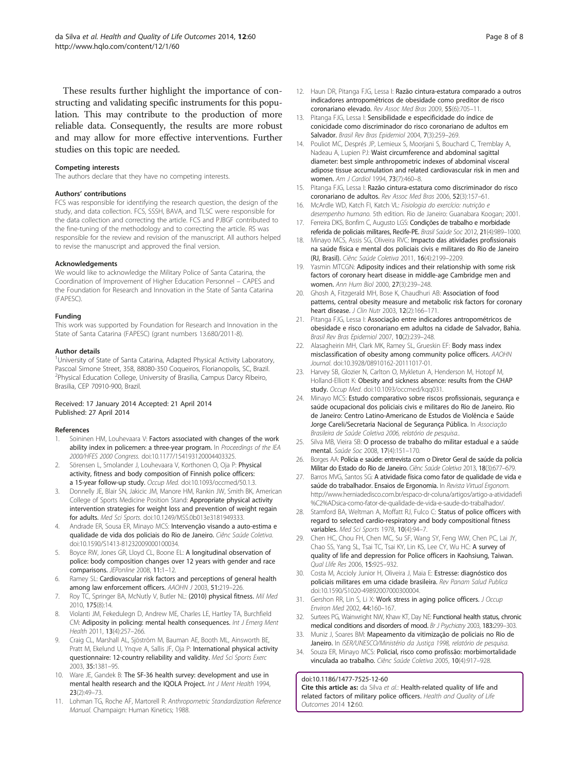These results further highlight the importance of constructing and validating specific instruments for this population. This may contribute to the production of more reliable data. Consequently, the results are more robust and may allow for more effective interventions. Further studies on this topic are needed.

#### Competing interests
The authors declare that they have no competing interests.

#### Authors' contributions
FCS was responsible for identifying the research question, the design of the study, and data collection. FCS, SSSH, BAVA, and TLSC were responsible for the data collection and correcting the article. FCS and PJBGF contributed to the fine-tuning of the methodology and to correcting the article. RS was responsible for the review and revision of the manuscript. All authors helped to revise the manuscript and approved the final version.

#### Acknowledgements
We would like to acknowledge the Military Police of Santa Catarina, the Coordination of Improvement of Higher Education Personnel – CAPES and the Foundation for Research and Innovation in the State of Santa Catarina (FAPESC).

#### Funding
This work was supported by Foundation for Research and Innovation in the State of Santa Catarina (FAPESC) (grant numbers 13.680/2011-8).

#### Author details
[1]University of State of Santa Catarina, Adapted Physical Activity Laboratory, Pascoal Simone Street, 358, 88080-350 Coqueiros, Florianopolis, SC, Brazil. [2]Physical Education College, University of Brasilia, Campus Darcy Ribeiro, Brasilia, CEP 70910-900, Brazil.

Received: 17 January 2014 Accepted: 21 April 2014
Published: 27 April 2014

#### References
1. Soininen HM, Louhevaara V: **Factors associated with changes of the work ability index in policemen: a three-year program.** In *Proceedings of the IEA 2000/HFES 2000 Congress.* doi:10.1177/154193120004403325.
2. Sörensen L, Smolander J, Louhevaara V, Korthonen O, Oja P: **Physical activity, fitness and body composition of Finnish police officers: a 15-year follow-up study.** *Occup Med.* doi:10.1093/occmed/50.1.3.
3. Donnelly JE, Blair SN, Jakicic JM, Manore HM, Rankin JW, Smith BK, American College of Sports Medicine Position Stand: **Appropriate physical activity intervention strategies for weight loss and prevention of weight regain for adults.** *Med Sci Sports.* doi:10.1249/MSS.0b013e3181949333.
4. Andrade ER, Sousa ER, Minayo MCS: **Intervenção visando a auto-estima e qualidade de vida dos policiais do Rio de Janeiro.** *Ciênc Saúde Coletiva.* doi:10.1590/S1413-81232009000100034.
5. Boyce RW, Jones GR, Lloyd CL, Boone EL: **A longitudinal observation of police: body composition changes over 12 years with gender and race comparisons.** *JEPonline* 2008, **11:**1–12.
6. Ramey SL: **Cardiovascular risk factors and perceptions of general health among law enforcement officers.** *AAOHN J* 2003, **51:**219–226.
7. Roy TC, Springer BA, McNutly V, Butler NL: **(2010) physical fitness.** *Mil Med* 2010, **175**(8):14.
8. Violanti JM, Fekedulegn D, Andrew ME, Charles LE, Hartley TA, Burchfield CM: **Adiposity in policing: mental health consequences.** *Int J Emerg Ment Health* 2011, **13**(4):257–266.
9. Craig CL, Marshall AL, Sjöström M, Bauman AE, Booth ML, Ainsworth BE, Pratt M, Ekelund U, Ynqve A, Sallis JF, Oja P: **International physical activity questionnaire: 12-country reliability and validity.** *Med Sci Sports Exerc* 2003, **35:**1381–95.
10. Ware JE, Gandek B: **The SF-36 health survey: development and use in mental health research and the IQOLA Project.** *Int J Ment Health* 1994, **23**(2):49–73.
11. Lohman TG, Roche AF, Martorell R: *Anthropometric Standardization Reference Manual.* Champaign: Human Kinetics; 1988.
12. Haun DR, Pitanga FJG, Lessa I: **Razão cintura-estatura comparado a outros indicadores antropométricos de obesidade como preditor de risco coronariano elevado.** *Rev Assoc Med Bras* 2009, **55**(6):705–11.
13. Pitanga FJG, Lessa I: **Sensibilidade e especificidade do índice de conicidade como discriminador do risco coronariano de adultos em Salvador.** *Brasil Rev Bras Epidemiol* 2004, **7**(3):259–269.
14. Pouliot MC, Després JP, Lemieux S, Moorjani S, Bouchard C, Tremblay A, Nadeau A, Lupien PJ: **Waist circumference and abdominal sagittal diameter: best simple anthropometric indexes of abdominal visceral adipose tissue accumulation and related cardiovascular risk in men and women.** *Am J Cardiol* 1994, **73**(7):460–8.
15. Pitanga FJG, Lessa I: **Razão cintura-estatura como discriminador do risco coronariano de adultos.** *Rev Assoc Med Bras* 2006, **52**(3):157–61.
16. McArdle WD, Katch FI, Katch VL: *Fisiologia do exercício: nutrição e desempenho humano.* 5th edition. Rio de Janeiro: Guanabara Koogan; 2001.
17. Ferreira DKS, Bonfim C, Augusto LGS: **Condições de trabalho e morbidade referida de policiais militares, Recife-PE.** *Brasil Saúde Soc* 2012, **21**(4):989–1000.
18. Minayo MCS, Assis SG, Oliveira RVC: **Impacto das atividades profissionais na saúde física e mental dos policiais civis e militares do Rio de Janeiro (RJ, Brasil).** *Ciênc Saúde Coletiva* 2011, **16**(4):2199–2209.
19. Yasmin MTCGN: **Adiposity indices and their relationship with some risk factors of coronary heart disease in middle-age Cambridge men and women.** *Ann Hum Biol* 2000, **27**(3):239–248.
20. Ghosh A, Fitzgerald MH, Bose K, Chaudhuri AB: **Association of food patterns, central obesity measure and metabolic risk factors for coronary heart disease.** *J Clin Nutr* 2003, **12**(2):166–171.
21. Pitanga FJG, Lessa I: **Associação entre indicadores antropométricos de obesidade e risco coronariano em adultos na cidade de Salvador, Bahia.** *Brasil Rev Bras Epidemiol* 2007, **10**(2):239–248.
22. Alasagheirin MH, Clark MK, Ramey SL, Grueskin EF: **Body mass index misclassification of obesity among community police officers.** *AAOHN Journal.* doi:10.3928/08910162-20111017-01.
23. Harvey SB, Glozier N, Carlton O, Mykletun A, Henderson M, Hotopf M, Holland-Elliott K: **Obesity and sickness absence: results from the CHAP study.** *Occup Med.* doi:10.1093/occmed/kqq031.
24. Minayo MCS: **Estudo comparativo sobre riscos profissionais, segurança e saúde ocupacional dos policiais civis e militares do Rio de Janeiro. Rio de Janeiro: Centro Latino-Americano de Estudos de Violência e Saúde Jorge Careli/Secretaria Nacional de Segurança Pública.** In *Associação Brasileira de Saúde Coletiva 2006, relatório de pesquisa.*.
25. Silva MB, Vieira SB: **O processo de trabalho do militar estadual e a saúde mental.** *Saúde Soc* 2008, **17**(4):151–170.
26. Borges AA: **Polícia e saúde: entrevista com o Diretor Geral de saúde da polícia Militar do Estado do Rio de Janeiro.** *Ciênc Saúde Coletiva* 2013, **18**(3):677–679.
27. Barros MVG, Santos SG: **A atividade física como fator de qualidade de vida e saúde do trabalhador. Ensaios de Ergonomia.** In *Revista Virtual Ergonom.* http://www.herniadedisco.com.br/espaco-dr-coluna/artigos/artigo-a-atividadefi%C2%ADsica-como-fator-de-qualidade-de-vida-e-saude-do-trabalhador/.
28. Stamford BA, Weltman A, Moffatt RJ, Fulco C: **Status of police officers with regard to selected cardio-respiratory and body compositional fitness variables.** *Med Sci Sports* 1978, **10**(4):94–7.
29. Chen HC, Chou FH, Chen MC, Su SF, Wang SY, Feng WW, Chen PC, Lai JY, Chao SS, Yang SL, Tsai TC, Tsai KY, Lin KS, Lee CY, Wu HC: **A survey of quality of life and depression for Police officers in Kaohsiung, Taiwan.** *Qual Llife Res* 2006, **15:**925–932.
30. Costa M, Accioly Junior H, Oliveira J, Maia E: **Estresse: diagnóstico dos policiais militares em uma cidade brasileira.** *Rev Panam Salud Publica* doi:10.1590/S1020-49892007000300004.
31. Gershon RR, Lin S, Li X: **Work stress in aging police officers.** *J Occup Environ Med* 2002, **44:**160–167.
32. Surtees PG, Wainwright NW, Khaw KT, Day NE: **Functional health status, chronic medical conditions and disorders of mood.** *Br J Psychiatry* 2003, **183:**299–303.
33. Muniz J, Soares BM: **Mapeamento da vitimização de policiais no Rio de Janeiro.** In *ISER/UNESCO/Ministério da Justiça 1998, relatório de pesquisa.*
34. Souza ER, Minayo MCS: **Policial, risco como profissão: morbimortalidade vinculada ao trabalho.** *Ciênc Saúde Coletiva* 2005, **10**(4):917–928.

doi:10.1186/1477-7525-12-60
**Cite this article as:** da Silva *et al.*: Health-related quality of life and related factors of military police officers. *Health and Quality of Life Outcomes* 2014 **12**:60.